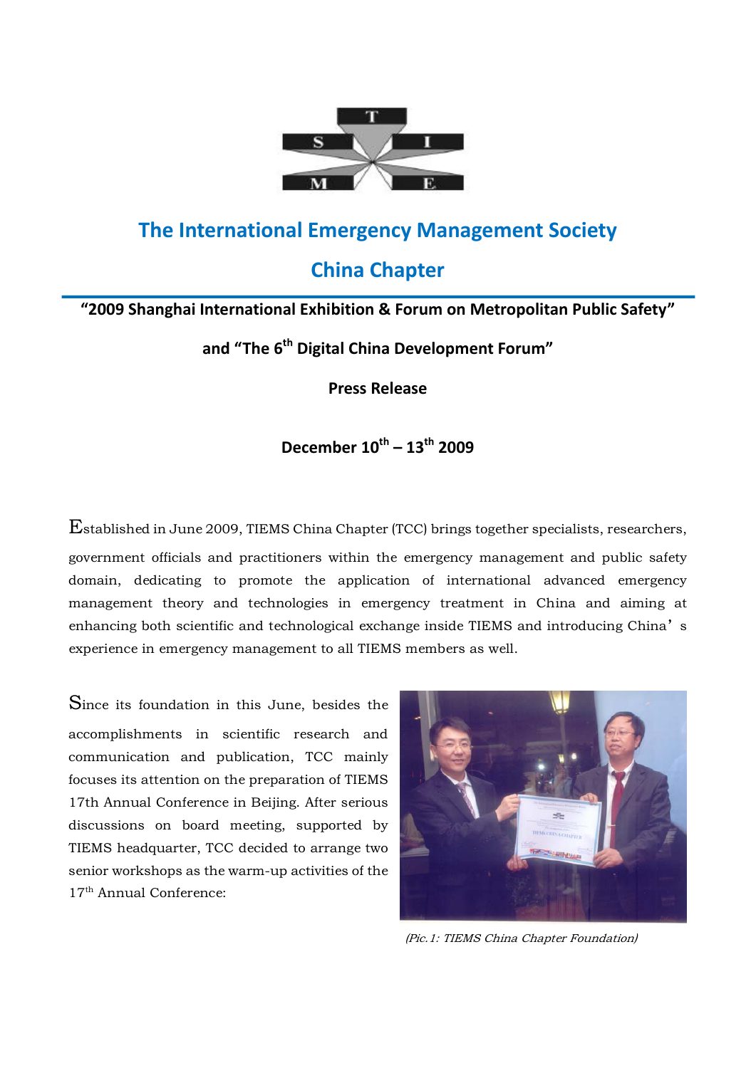# The International Emergency Management Society

# China Chapter

## "2009 Shanghai International Exhibition & Forum on Metropolitan Public Safety"

## and "The 6th Digital China Development Forum"

## Press Release

## December 10th – 13th 2009

Established in June 2009, TIEMS China Chapter (TCC) brings together specialists, researchers, government officials and practitioners within the emergency management and public safety domain, dedicating to promote the application of international advanced emergency management theory and technologies in emergency treatment in China and aiming at enhancing both scientific and technological exchange inside TIEMS and introducing China's experience in emergency management to all TIEMS members as well.

Since its foundation in this June, besides the accomplishments in scientific research and communication and publication, TCC mainly focuses its attention on the preparation of TIEMS 17th Annual Conference in Beijing. After serious discussions on board meeting, supported by TIEMS headquarter, TCC decided to arrange two senior workshops as the warm-up activities of the 17th Annual Conference:

*(Pic.1: TIEMS China Chapter Foundation)*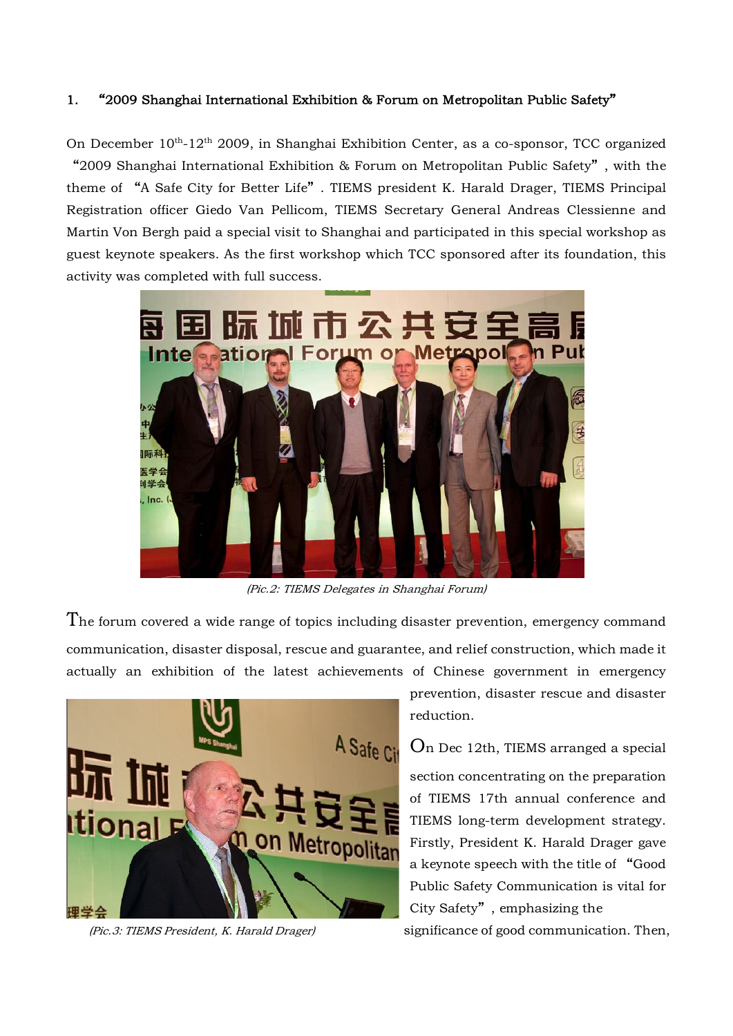1. "2009 Shanghai International Exhibition & Forum on Metropolitan Public Safety"

On December 10th-12th 2009, in Shanghai Exhibition Center, as a co-sponsor, TCC organized "2009 Shanghai International Exhibition & Forum on Metropolitan Public Safety", with the theme of "A Safe City for Better Life". TIEMS president K. Harald Drager, TIEMS Principal Registration officer Giedo Van Pellicom, TIEMS Secretary General Andreas Clessienne and Martin Von Bergh paid a special visit to Shanghai and participated in this special workshop as guest keynote speakers. As the first workshop which TCC sponsored after its foundation, this activity was completed with full success.

*(Pic.2: TIEMS Delegates in Shanghai Forum)*

The forum covered a wide range of topics including disaster prevention, emergency command communication, disaster disposal, rescue and guarantee, and relief construction, which made it actually an exhibition of the latest achievements of Chinese government in emergency prevention, disaster rescue and disaster reduction.

*(Pic.3: TIEMS President, K. Harald Drager)*

On Dec 12th, TIEMS arranged a special section concentrating on the preparation of TIEMS 17th annual conference and TIEMS long-term development strategy. Firstly, President K. Harald Drager gave a keynote speech with the title of "Good Public Safety Communication is vital for City Safety", emphasizing the significance of good communication. Then,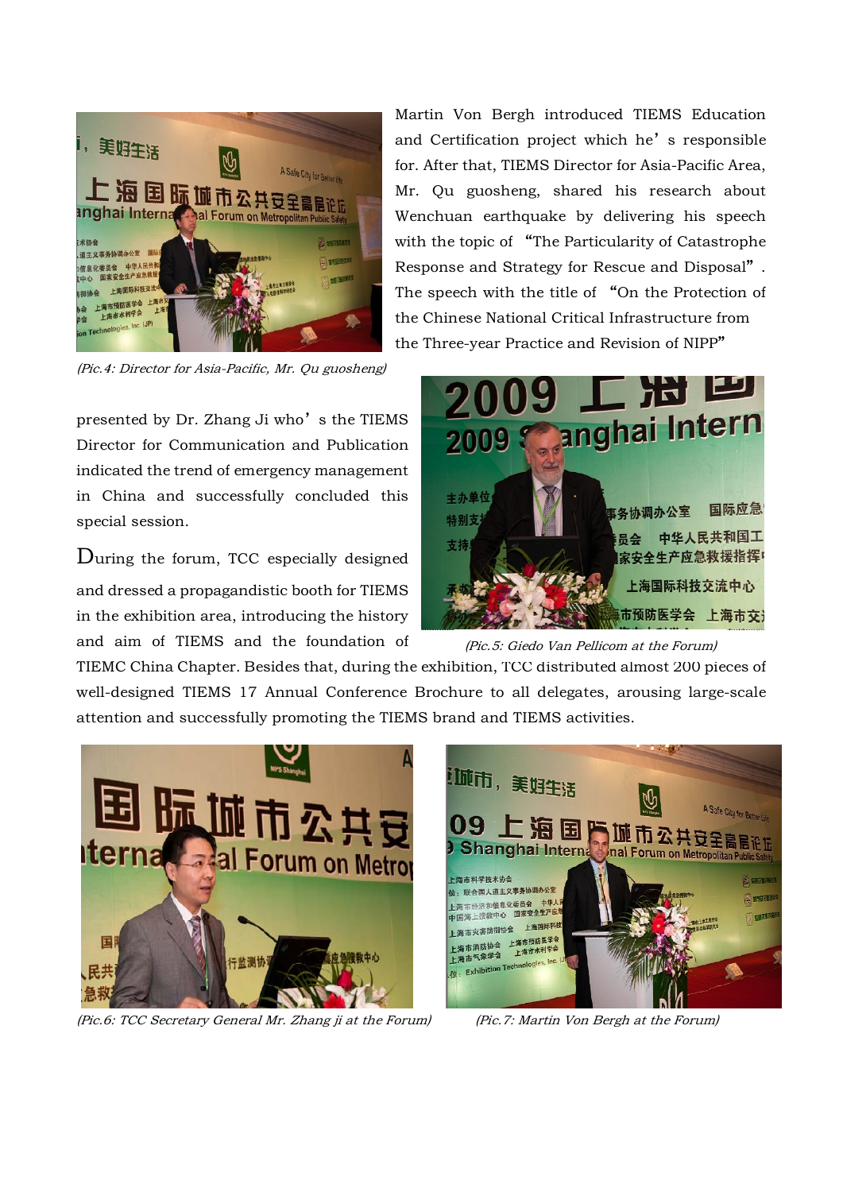Martin Von Bergh introduced TIEMS Education and Certification project which he's responsible for. After that, TIEMS Director for Asia-Pacific Area, Mr. Qu guosheng, shared his research about Wenchuan earthquake by delivering his speech with the topic of "The Particularity of Catastrophe Response and Strategy for Rescue and Disposal". The speech with the title of "On the Protection of the Chinese National Critical Infrastructure from the Three-year Practice and Revision of NIPP" presented by Dr. Zhang Ji who's the TIEMS Director for Communication and Publication indicated the trend of emergency management in China and successfully concluded this special session.

*(Pic.4: Director for Asia-Pacific, Mr. Qu guosheng)*

During the forum, TCC especially designed and dressed a propagandistic booth for TIEMS in the exhibition area, introducing the history and aim of TIEMS and the foundation of TIEMC China Chapter. Besides that, during the exhibition, TCC distributed almost 200 pieces of well-designed TIEMS 17 Annual Conference Brochure to all delegates, arousing large-scale attention and successfully promoting the TIEMS brand and TIEMS activities.

*(Pic.5: Giedo Van Pellicom at the Forum)*

*(Pic.6: TCC Secretary General Mr. Zhang ji at the Forum)*

*(Pic.7: Martin Von Bergh at the Forum)*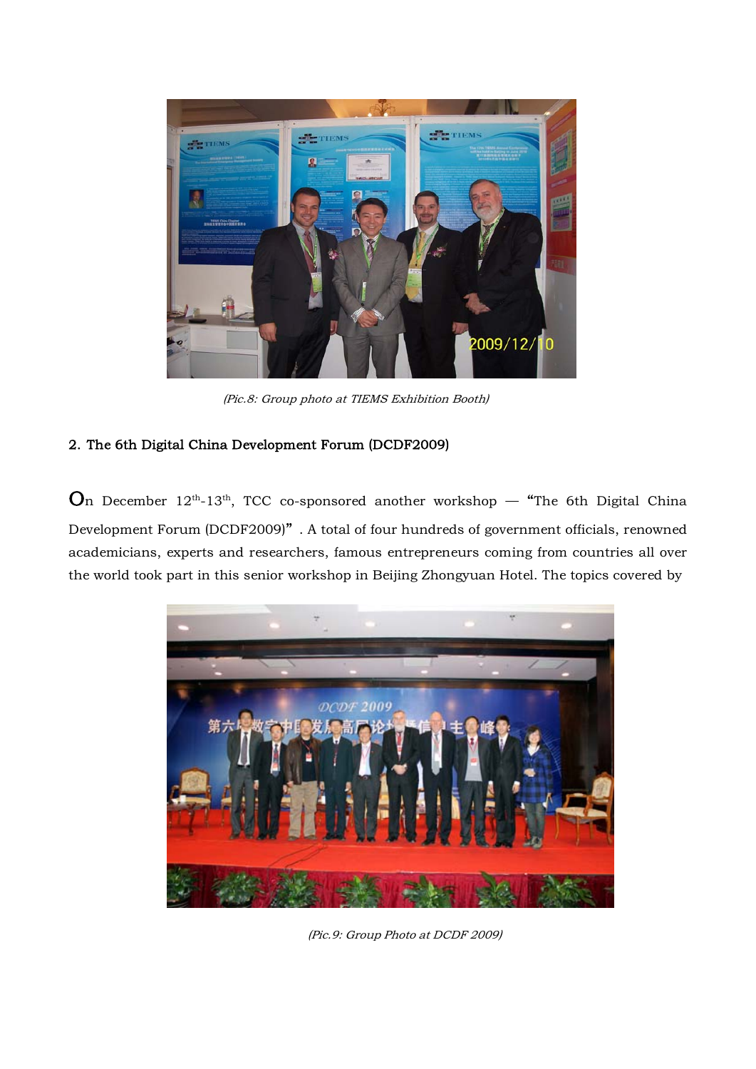(Pic.8: Group photo at TIEMS Exhibition Booth)

## 2. The 6th Digital China Development Forum (DCDF2009)

On December 12th-13th, TCC co-sponsored another workshop — "The 6th Digital China Development Forum (DCDF2009)" . A total of four hundreds of government officials, renowned academicians, experts and researchers, famous entrepreneurs coming from countries all over the world took part in this senior workshop in Beijing Zhongyuan Hotel. The topics covered by

(Pic.9: Group Photo at DCDF 2009)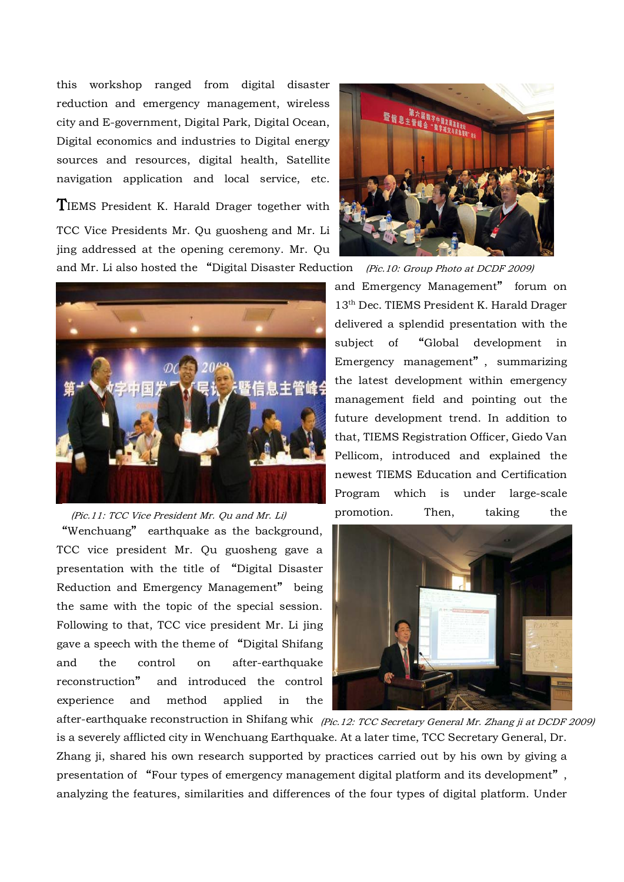this workshop ranged from digital disaster reduction and emergency management, wireless city and E-government, Digital Park, Digital Ocean, Digital economics and industries to Digital energy sources and resources, digital health, Satellite navigation application and local service, etc.

TIEMS President K. Harald Drager together with TCC Vice Presidents Mr. Qu guosheng and Mr. Li jing addressed at the opening ceremony. Mr. Qu and Mr. Li also hosted the "Digital Disaster Reduction and Emergency Management" forum on 13th Dec. TIEMS President K. Harald Drager delivered a splendid presentation with the subject of "Global development in Emergency management", summarizing the latest development within emergency management field and pointing out the future development trend. In addition to that, TIEMS Registration Officer, Giedo Van Pellicom, introduced and explained the newest TIEMS Education and Certification Program which is under large-scale promotion. Then, taking the "Wenchuang" earthquake as the background, TCC vice president Mr. Qu guosheng gave a presentation with the title of "Digital Disaster Reduction and Emergency Management" being the same with the topic of the special session. Following to that, TCC vice president Mr. Li jing gave a speech with the theme of "Digital Shifang and the control on after-earthquake reconstruction" and introduced the control experience and method applied in the after-earthquake reconstruction in Shifang which is a severely afflicted city in Wenchuang Earthquake. At a later time, TCC Secretary General, Dr. Zhang ji, shared his own research supported by practices carried out by his own by giving a presentation of "Four types of emergency management digital platform and its development", analyzing the features, similarities and differences of the four types of digital platform. Under

*(Pic.10: Group Photo at DCDF 2009)*

*(Pic.11: TCC Vice President Mr. Qu and Mr. Li)*

*(Pic.12: TCC Secretary General Mr. Zhang ji at DCDF 2009)*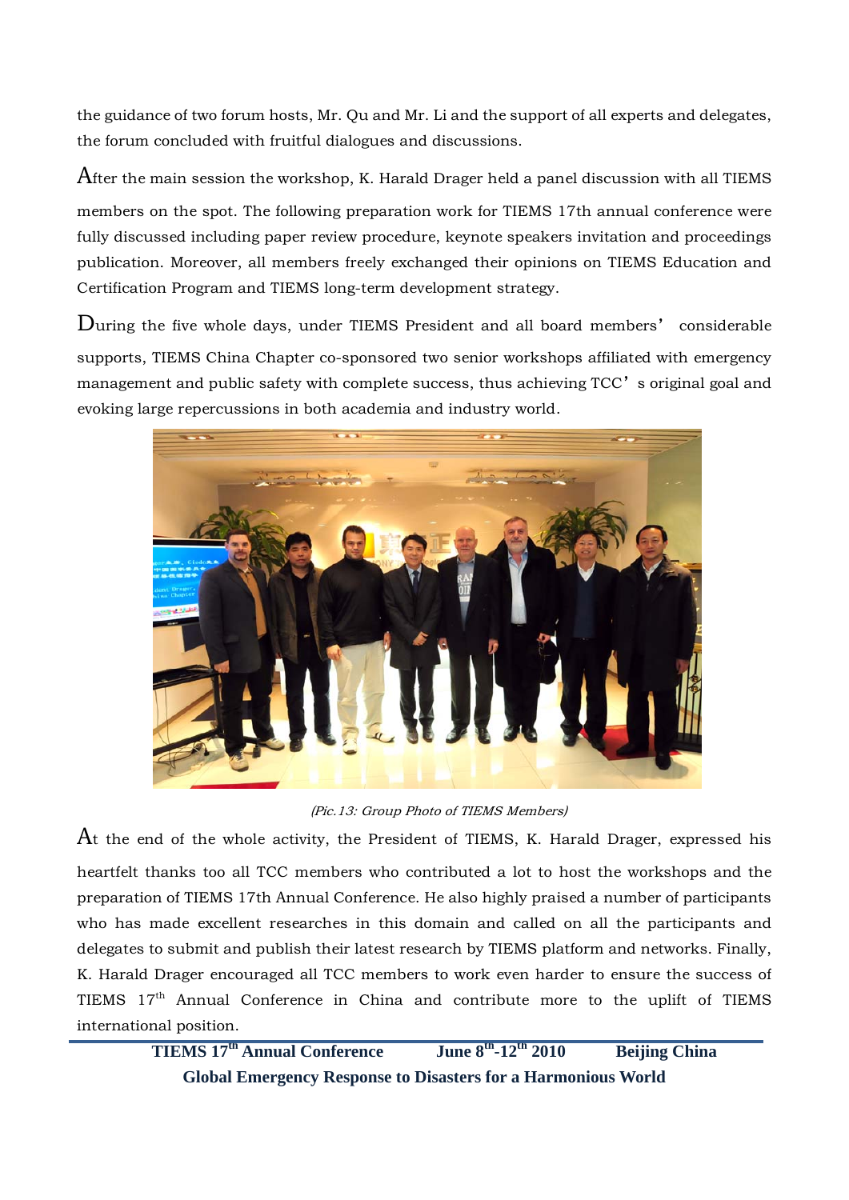the guidance of two forum hosts, Mr. Qu and Mr. Li and the support of all experts and delegates, the forum concluded with fruitful dialogues and discussions.

After the main session the workshop, K. Harald Drager held a panel discussion with all TIEMS members on the spot. The following preparation work for TIEMS 17th annual conference were fully discussed including paper review procedure, keynote speakers invitation and proceedings publication. Moreover, all members freely exchanged their opinions on TIEMS Education and Certification Program and TIEMS long-term development strategy.

During the five whole days, under TIEMS President and all board members' considerable supports, TIEMS China Chapter co-sponsored two senior workshops affiliated with emergency management and public safety with complete success, thus achieving TCC's original goal and evoking large repercussions in both academia and industry world.

*(Pic.13: Group Photo of TIEMS Members)*

At the end of the whole activity, the President of TIEMS, K. Harald Drager, expressed his heartfelt thanks too all TCC members who contributed a lot to host the workshops and the preparation of TIEMS 17th Annual Conference. He also highly praised a number of participants who has made excellent researches in this domain and called on all the participants and delegates to submit and publish their latest research by TIEMS platform and networks. Finally, K. Harald Drager encouraged all TCC members to work even harder to ensure the success of TIEMS 17th Annual Conference in China and contribute more to the uplift of TIEMS international position.